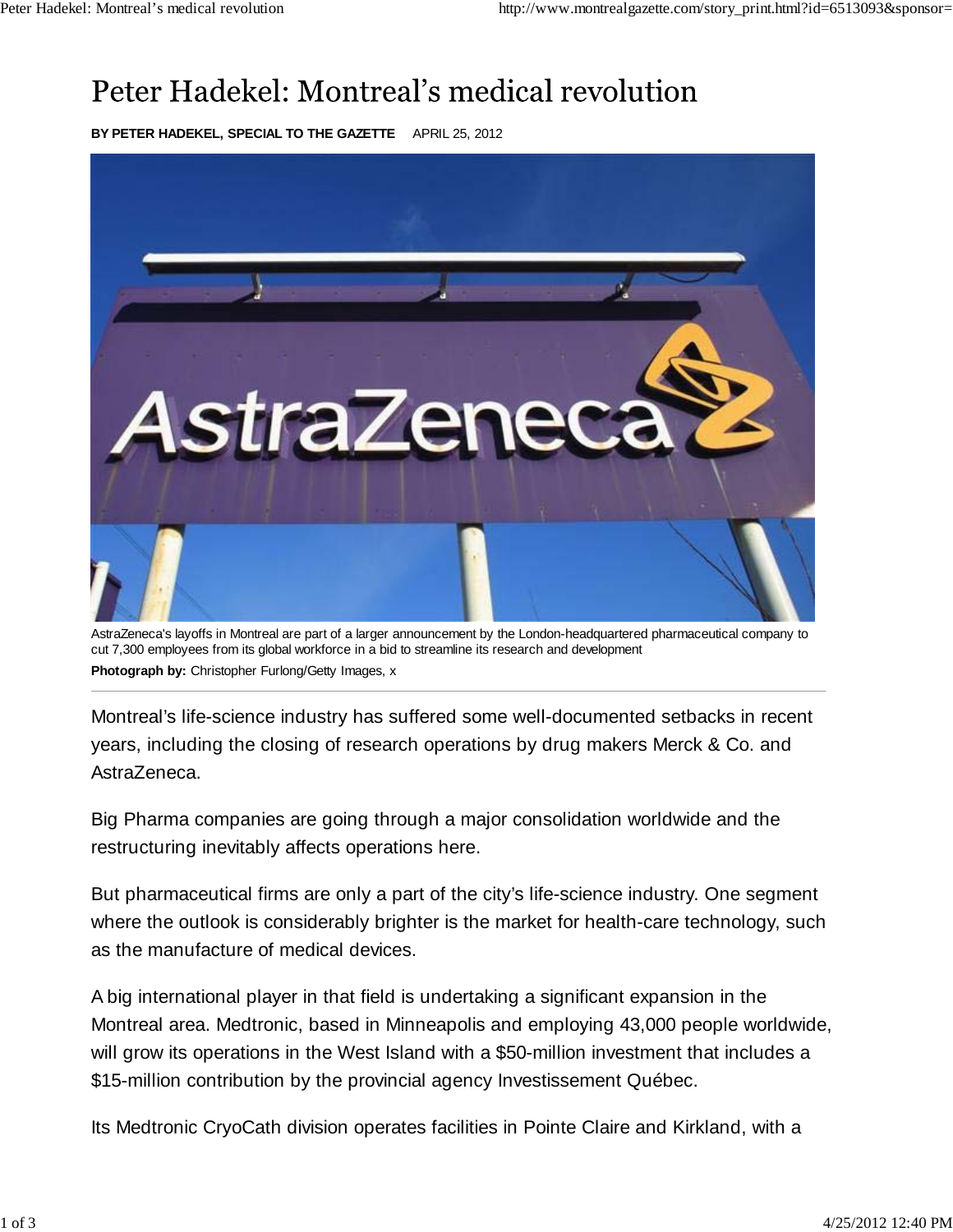# Peter Hadekel: Montreal's medical revolution

**BY PETER HADEKEL, SPECIAL TO THE GAZETTE** APRIL 25, 2012

AstraZeneca's layoffs in Montreal are part of a larger announcement by the London-headquartered pharmaceutical company to cut 7,300 employees from its global workforce in a bid to streamline its research and development

**Photograph by:** Christopher Furlong/Getty Images, x

Montreal's life-science industry has suffered some well-documented setbacks in recent years, including the closing of research operations by drug makers Merck & Co. and AstraZeneca.

Big Pharma companies are going through a major consolidation worldwide and the restructuring inevitably affects operations here.

But pharmaceutical firms are only a part of the city's life-science industry. One segment where the outlook is considerably brighter is the market for health-care technology, such as the manufacture of medical devices.

A big international player in that field is undertaking a significant expansion in the Montreal area. Medtronic, based in Minneapolis and employing 43,000 people worldwide, will grow its operations in the West Island with a $50-million investment that includes a $15-million contribution by the provincial agency Investissement Québec.

Its Medtronic CryoCath division operates facilities in Pointe Claire and Kirkland, with a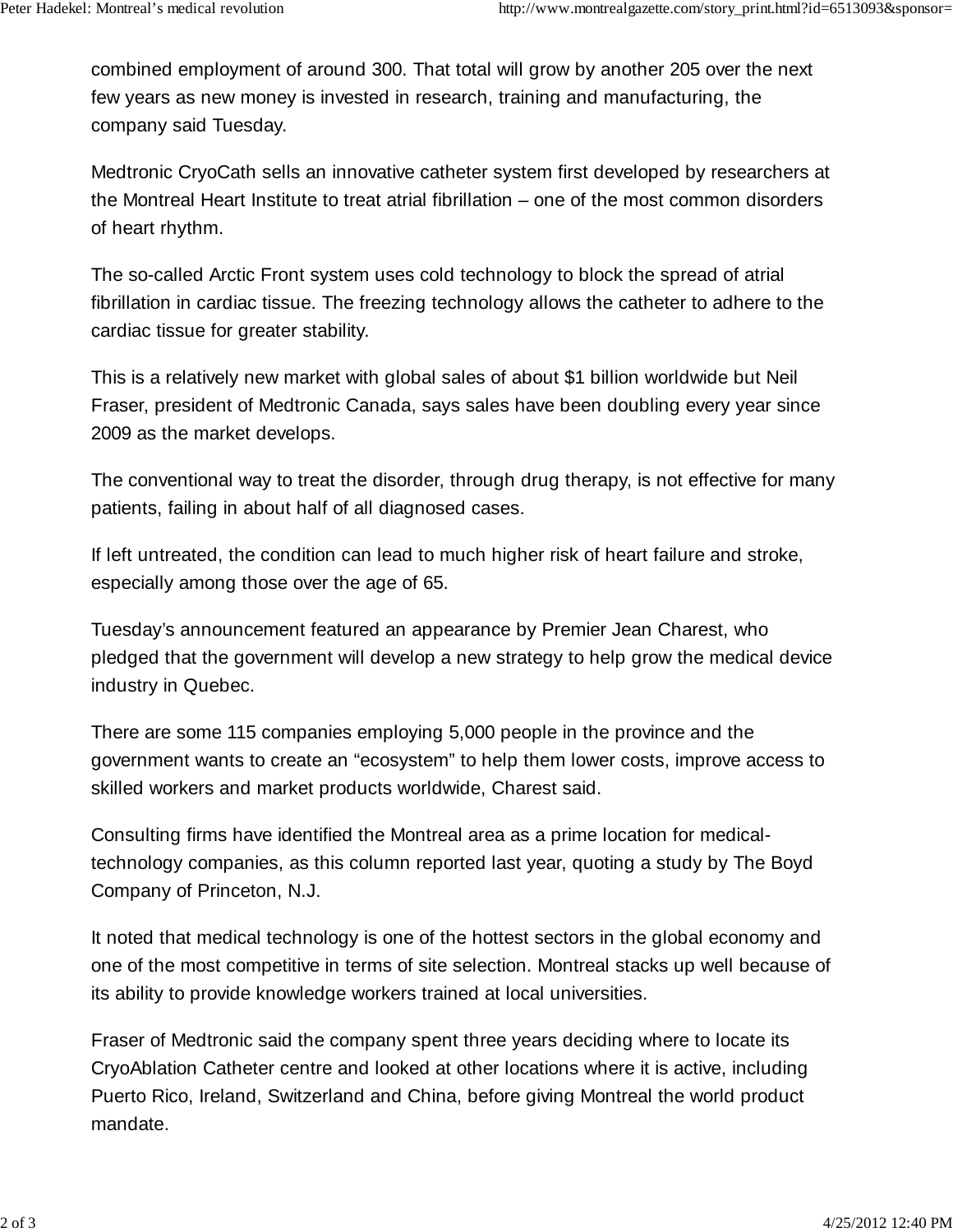combined employment of around 300. That total will grow by another 205 over the next few years as new money is invested in research, training and manufacturing, the company said Tuesday.

Medtronic CryoCath sells an innovative catheter system first developed by researchers at the Montreal Heart Institute to treat atrial fibrillation – one of the most common disorders of heart rhythm.

The so-called Arctic Front system uses cold technology to block the spread of atrial fibrillation in cardiac tissue. The freezing technology allows the catheter to adhere to the cardiac tissue for greater stability.

This is a relatively new market with global sales of about $1 billion worldwide but Neil Fraser, president of Medtronic Canada, says sales have been doubling every year since 2009 as the market develops.

The conventional way to treat the disorder, through drug therapy, is not effective for many patients, failing in about half of all diagnosed cases.

If left untreated, the condition can lead to much higher risk of heart failure and stroke, especially among those over the age of 65.

Tuesday's announcement featured an appearance by Premier Jean Charest, who pledged that the government will develop a new strategy to help grow the medical device industry in Quebec.

There are some 115 companies employing 5,000 people in the province and the government wants to create an "ecosystem" to help them lower costs, improve access to skilled workers and market products worldwide, Charest said.

Consulting firms have identified the Montreal area as a prime location for medical-technology companies, as this column reported last year, quoting a study by The Boyd Company of Princeton, N.J.

It noted that medical technology is one of the hottest sectors in the global economy and one of the most competitive in terms of site selection. Montreal stacks up well because of its ability to provide knowledge workers trained at local universities.

Fraser of Medtronic said the company spent three years deciding where to locate its CryoAblation Catheter centre and looked at other locations where it is active, including Puerto Rico, Ireland, Switzerland and China, before giving Montreal the world product mandate.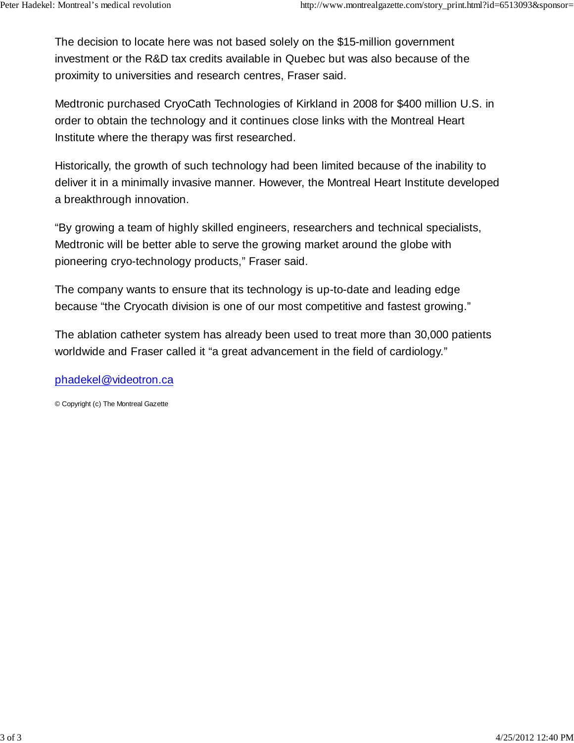The decision to locate here was not based solely on the $15-million government investment or the R&D tax credits available in Quebec but was also because of the proximity to universities and research centres, Fraser said.

Medtronic purchased CryoCath Technologies of Kirkland in 2008 for $400 million U.S. in order to obtain the technology and it continues close links with the Montreal Heart Institute where the therapy was first researched.

Historically, the growth of such technology had been limited because of the inability to deliver it in a minimally invasive manner. However, the Montreal Heart Institute developed a breakthrough innovation.

“By growing a team of highly skilled engineers, researchers and technical specialists, Medtronic will be better able to serve the growing market around the globe with pioneering cryo-technology products,” Fraser said.

The company wants to ensure that its technology is up-to-date and leading edge because “the Cryocath division is one of our most competitive and fastest growing.”

The ablation catheter system has already been used to treat more than 30,000 patients worldwide and Fraser called it “a great advancement in the field of cardiology.”

phadekel@videotron.ca

© Copyright (c) The Montreal Gazette